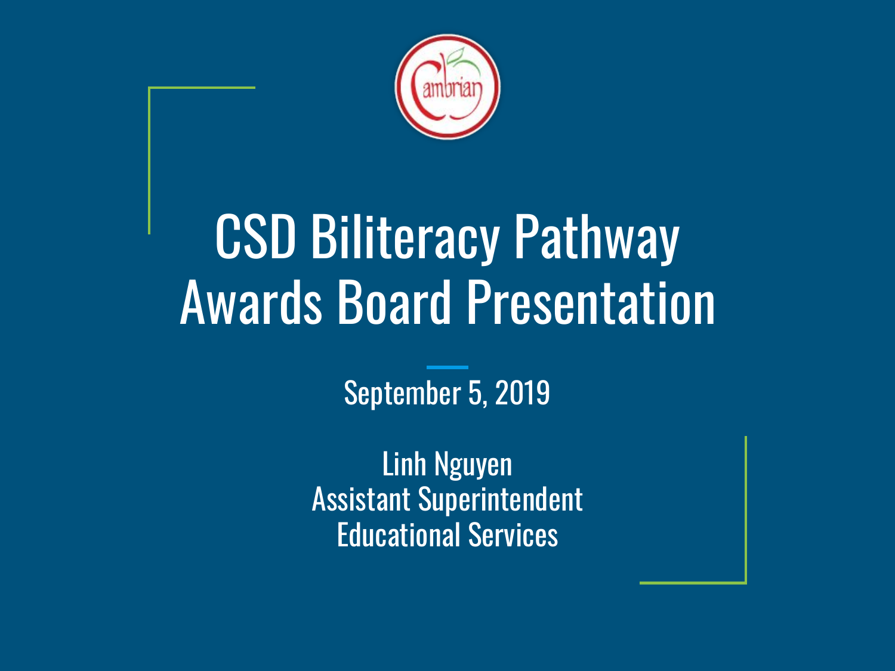# CSD Biliteracy Pathway Awards Board Presentation

September 5, 2019

Linh Nguyen
Assistant Superintendent
Educational Services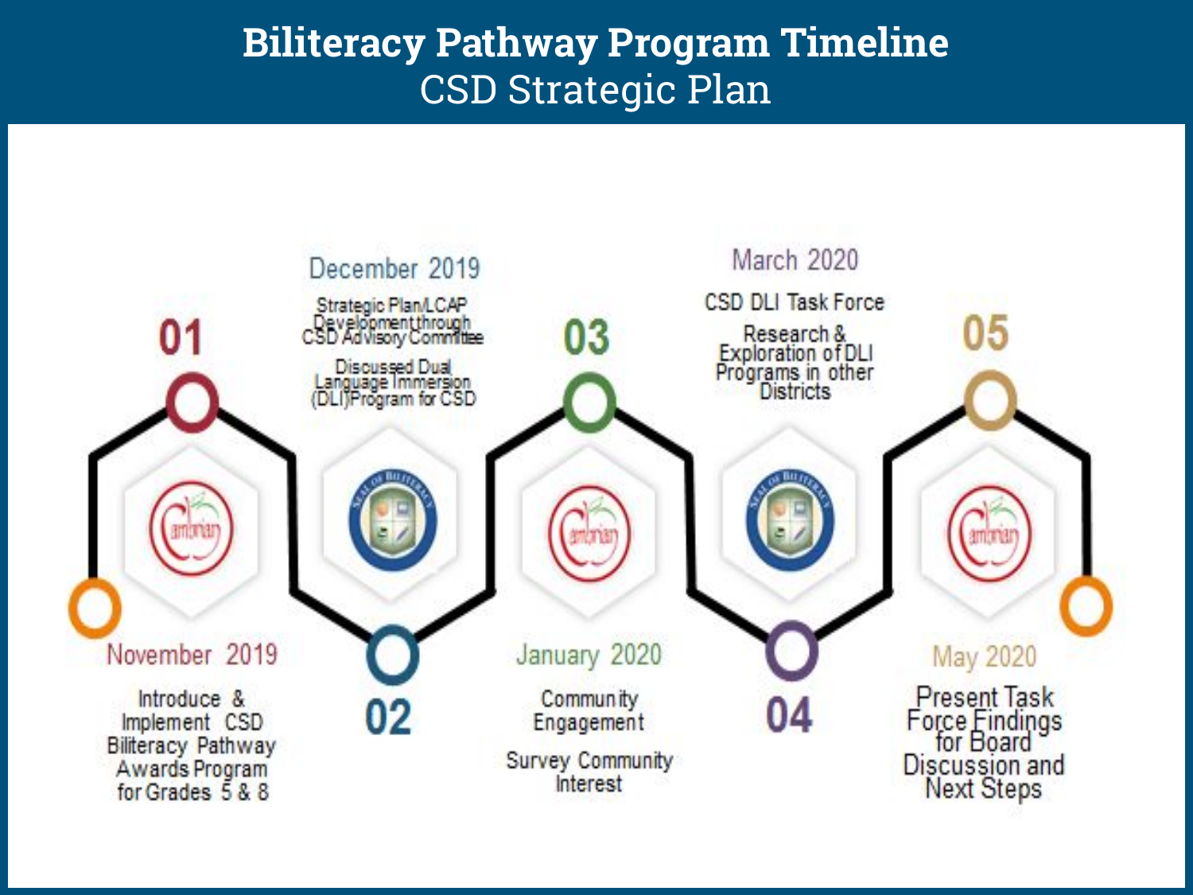# Biliteracy Pathway Program Timeline

## CSD Strategic Plan

**01 — November 2019**

Introduce & Implement CSD Biliteracy Pathway Awards Program for Grades 5 & 8

**02 — December 2019**

Strategic Plan/LCAP Development through CSD Advisory Committee

Discussed Dual Language Immersion (DLI)Program for CSD

**03 — January 2020**

Community Engagement

Survey Community Interest

**04 — March 2020**

CSD DLI Task Force

Research & Exploration of DLI Programs in other Districts

**05 — May 2020**

Present Task Force Findings for Board Discussion and Next Steps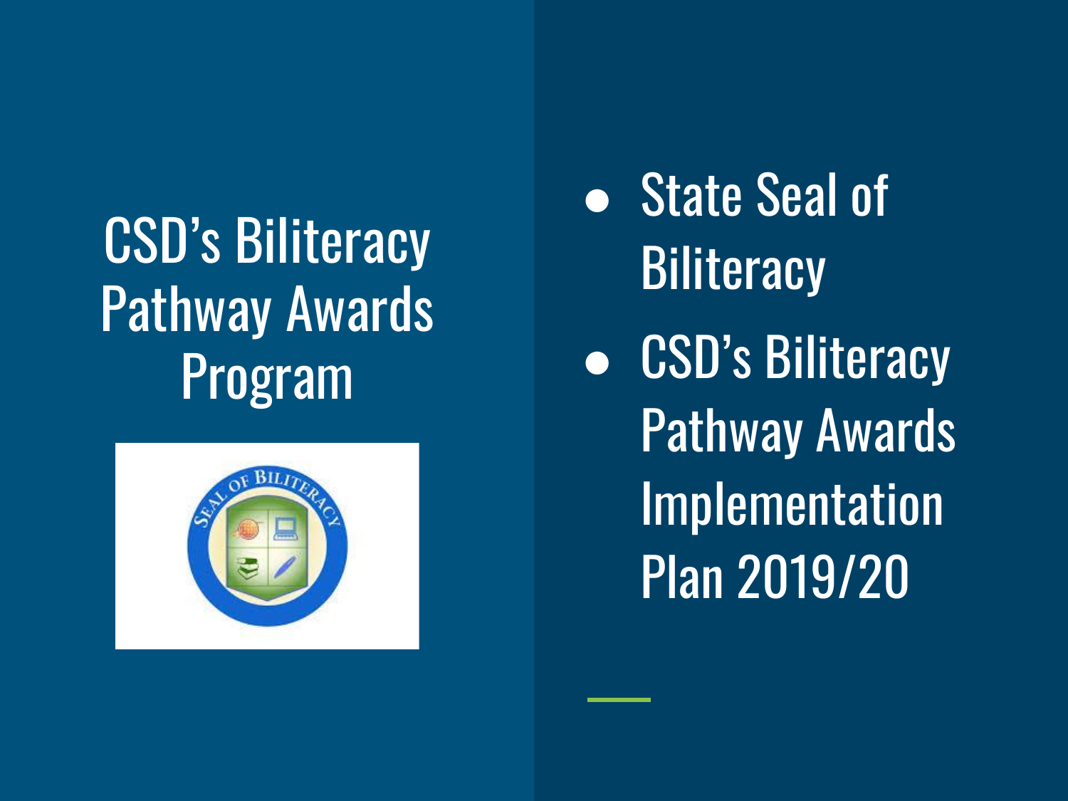# CSD's Biliteracy Pathway Awards Program

- State Seal of Biliteracy
- CSD's Biliteracy Pathway Awards Implementation Plan 2019/20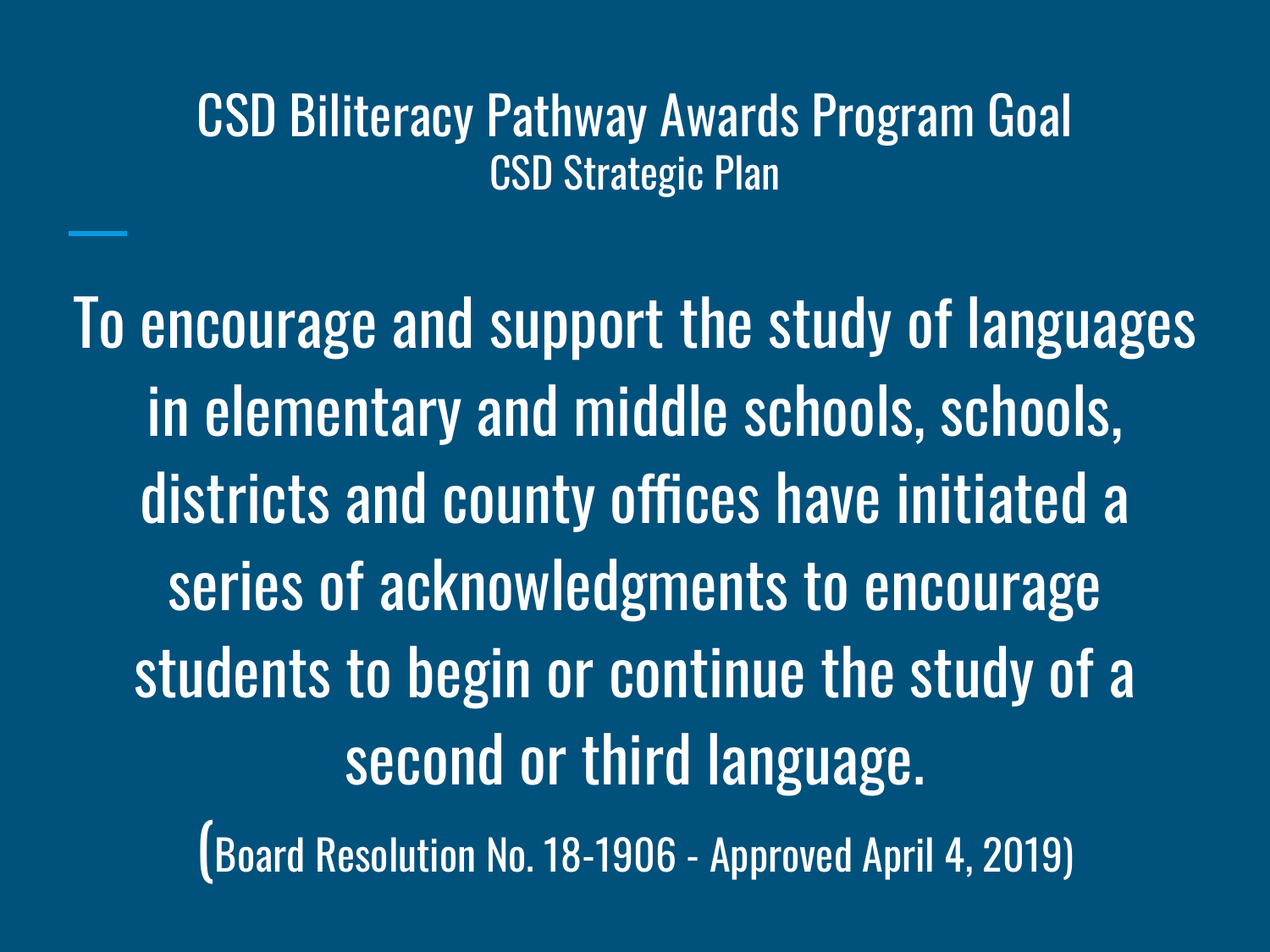# CSD Biliteracy Pathway Awards Program Goal

## CSD Strategic Plan

To encourage and support the study of languages in elementary and middle schools, schools, districts and county offices have initiated a series of acknowledgments to encourage students to begin or continue the study of a second or third language.

(Board Resolution No. 18-1906 - Approved April 4, 2019)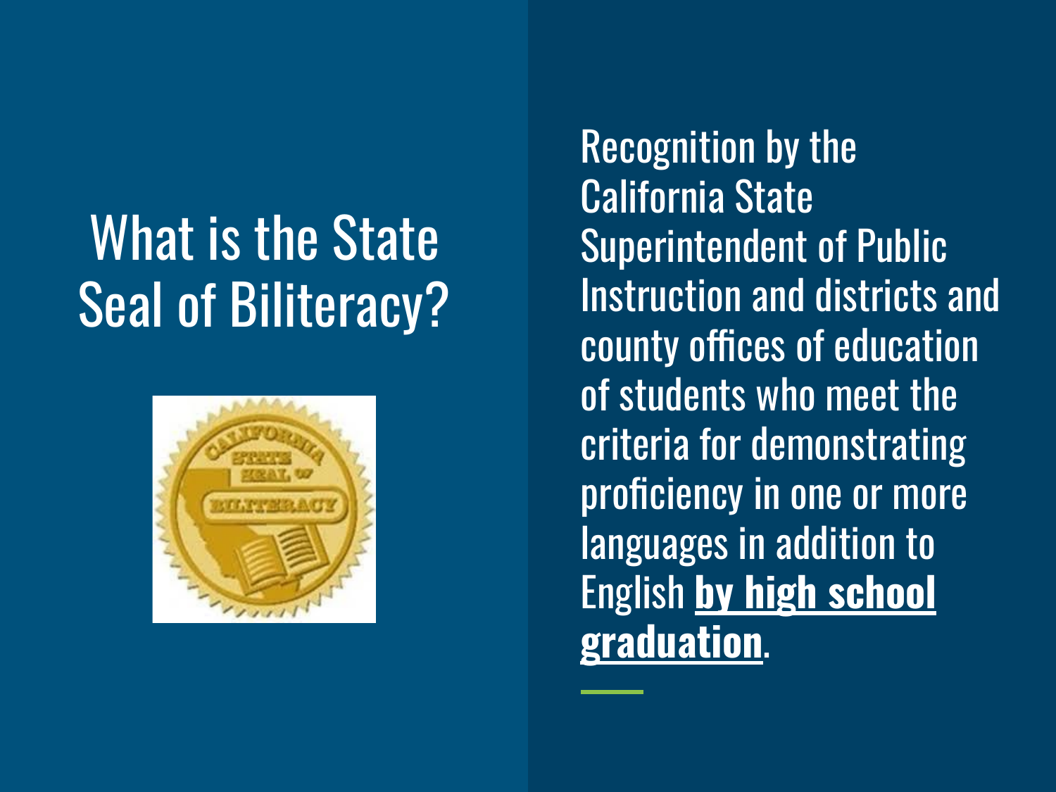# What is the State Seal of Biliteracy?

Recognition by the California State Superintendent of Public Instruction and districts and county offices of education of students who meet the criteria for demonstrating proficiency in one or more languages in addition to English **by high school graduation**.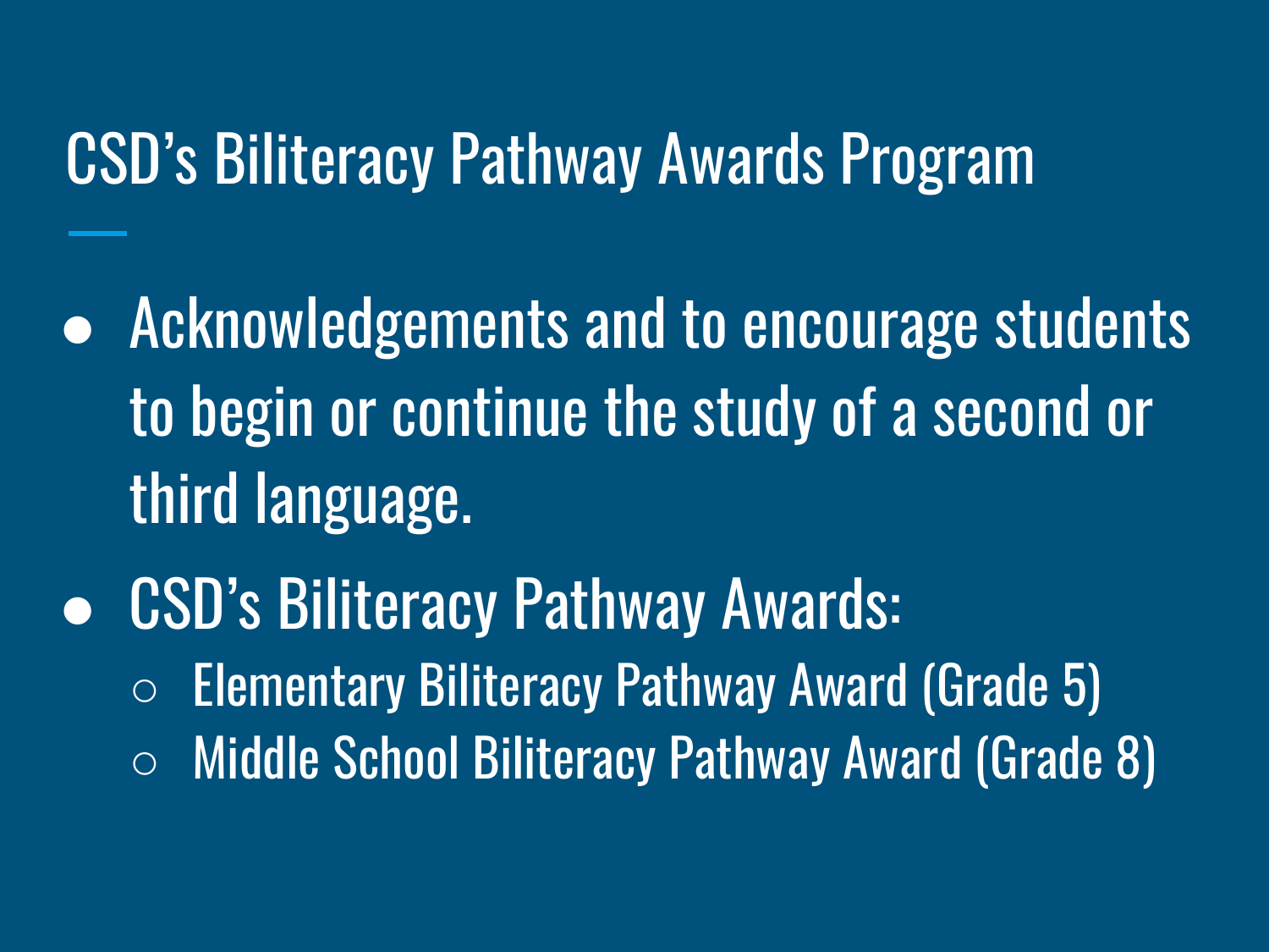# CSD's Biliteracy Pathway Awards Program

- Acknowledgements and to encourage students to begin or continue the study of a second or third language.
- CSD's Biliteracy Pathway Awards:
  - Elementary Biliteracy Pathway Award (Grade 5)
  - Middle School Biliteracy Pathway Award (Grade 8)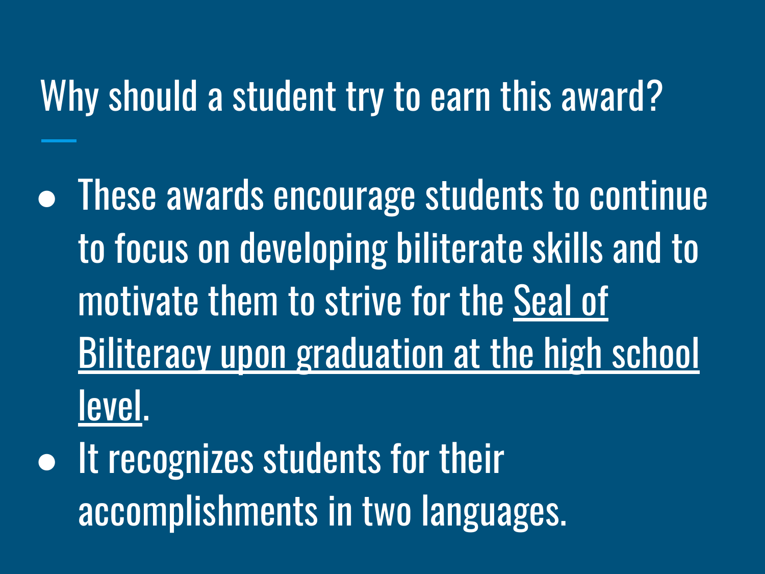# Why should a student try to earn this award?

- These awards encourage students to continue to focus on developing biliterate skills and to motivate them to strive for the Seal of Biliteracy upon graduation at the high school level.
- It recognizes students for their accomplishments in two languages.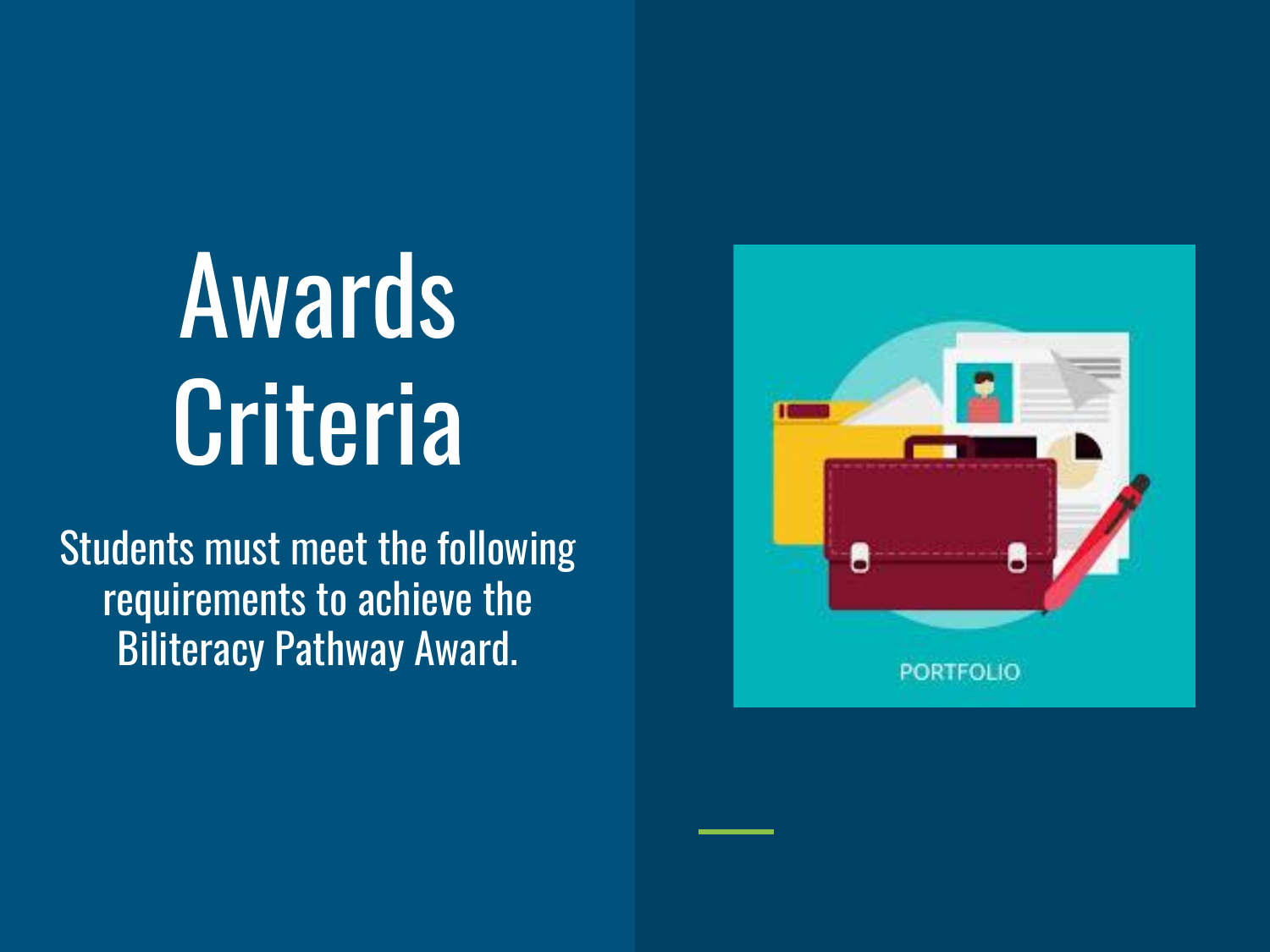# Awards Criteria

Students must meet the following requirements to achieve the Biliteracy Pathway Award.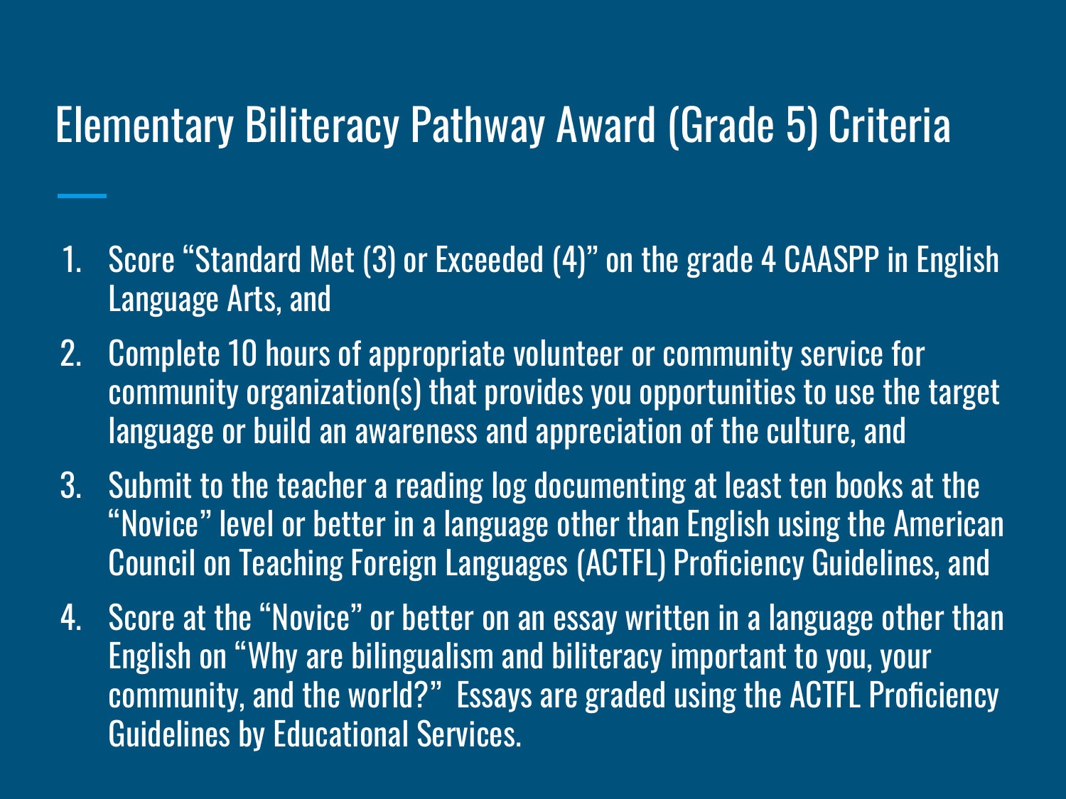# Elementary Biliteracy Pathway Award (Grade 5) Criteria

1. Score “Standard Met (3) or Exceeded (4)” on the grade 4 CAASPP in English Language Arts, and
2. Complete 10 hours of appropriate volunteer or community service for community organization(s) that provides you opportunities to use the target language or build an awareness and appreciation of the culture, and
3. Submit to the teacher a reading log documenting at least ten books at the “Novice” level or better in a language other than English using the American Council on Teaching Foreign Languages (ACTFL) Proficiency Guidelines, and
4. Score at the “Novice” or better on an essay written in a language other than English on “Why are bilingualism and biliteracy important to you, your community, and the world?”  Essays are graded using the ACTFL Proficiency Guidelines by Educational Services.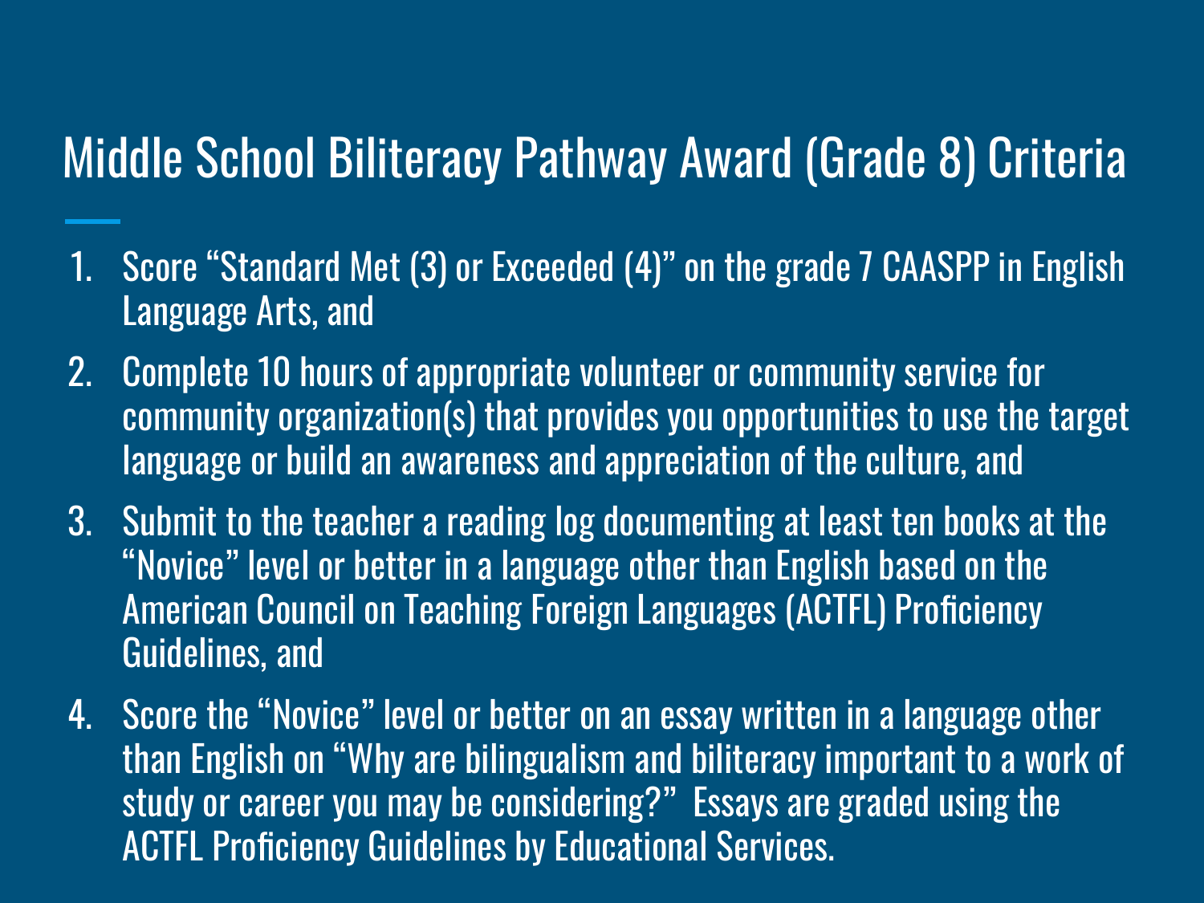# Middle School Biliteracy Pathway Award (Grade 8) Criteria

1. Score "Standard Met (3) or Exceeded (4)" on the grade 7 CAASPP in English Language Arts, and
2. Complete 10 hours of appropriate volunteer or community service for community organization(s) that provides you opportunities to use the target language or build an awareness and appreciation of the culture, and
3. Submit to the teacher a reading log documenting at least ten books at the "Novice" level or better in a language other than English based on the American Council on Teaching Foreign Languages (ACTFL) Proficiency Guidelines, and
4. Score the "Novice" level or better on an essay written in a language other than English on "Why are bilingualism and biliteracy important to a work of study or career you may be considering?" Essays are graded using the ACTFL Proficiency Guidelines by Educational Services.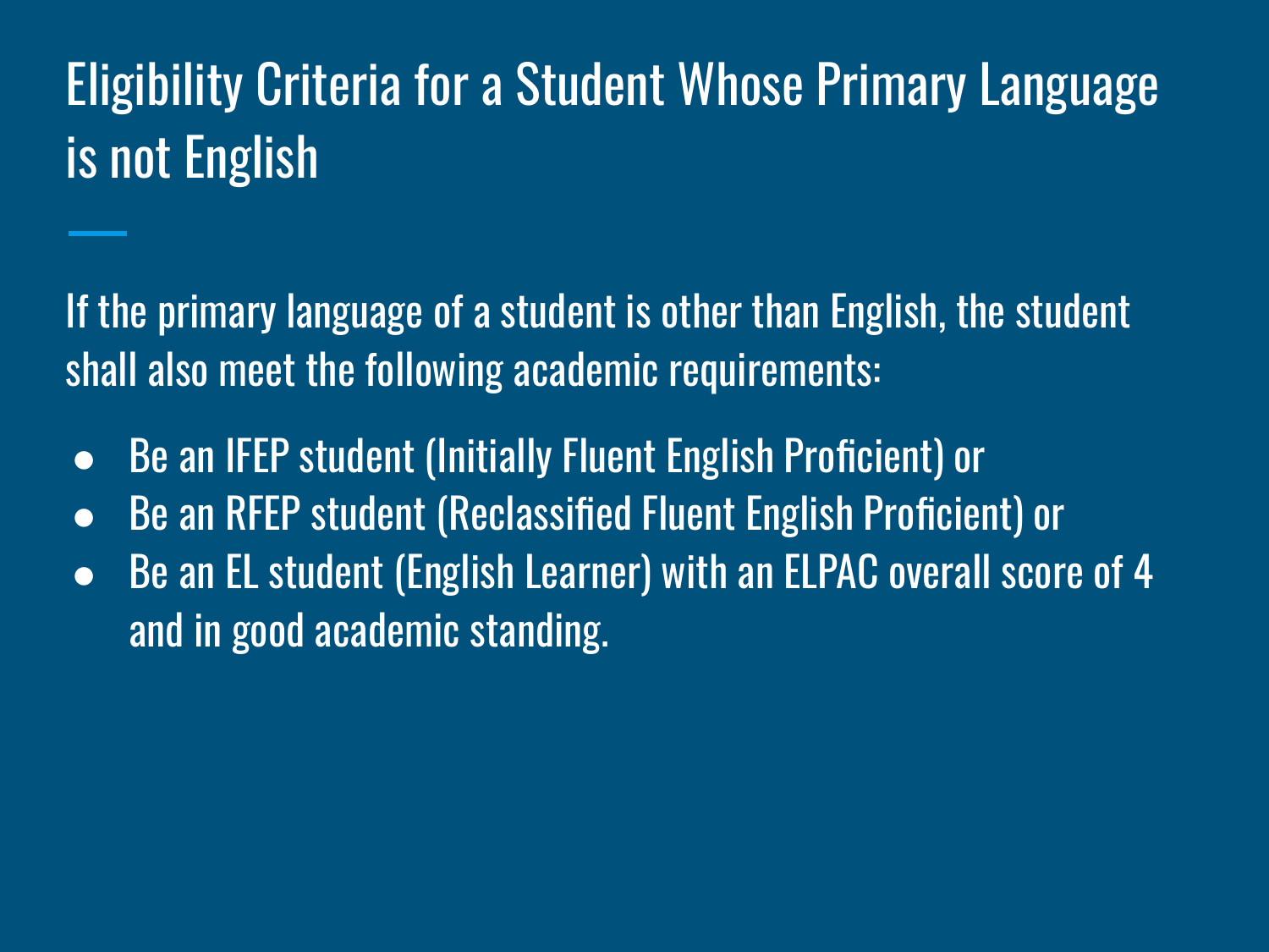# Eligibility Criteria for a Student Whose Primary Language is not English

If the primary language of a student is other than English, the student shall also meet the following academic requirements:

- Be an IFEP student (Initially Fluent English Proficient) or
- Be an RFEP student (Reclassified Fluent English Proficient) or
- Be an EL student (English Learner) with an ELPAC overall score of 4 and in good academic standing.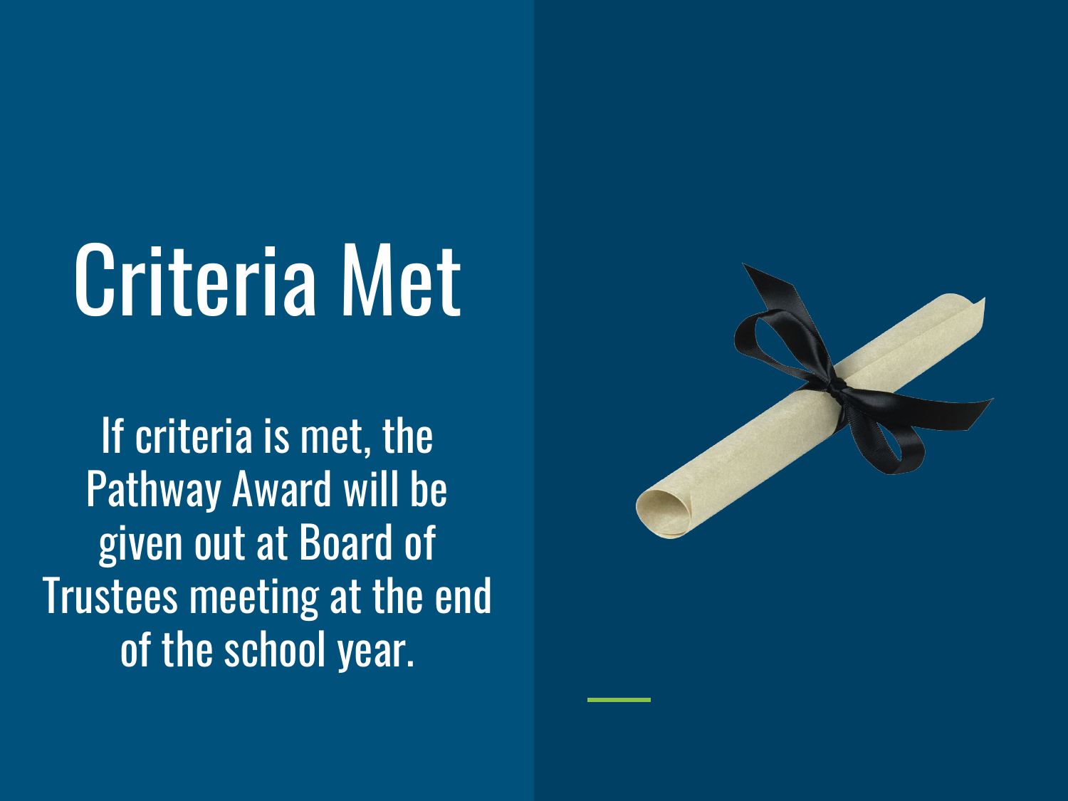# Criteria Met

If criteria is met, the Pathway Award will be given out at Board of Trustees meeting at the end of the school year.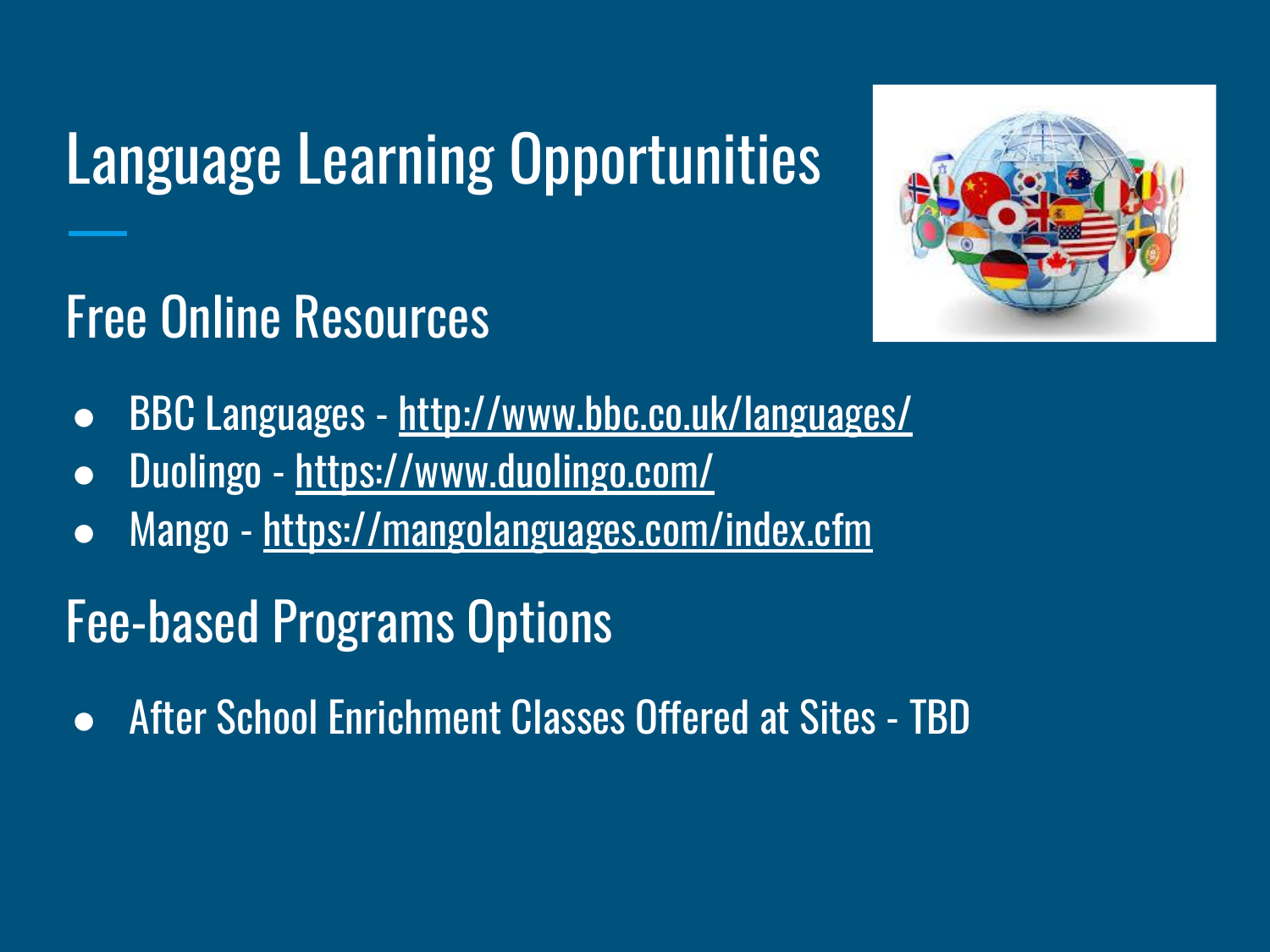# Language Learning Opportunities

## Free Online Resources

- BBC Languages - http://www.bbc.co.uk/languages/
- Duolingo - https://www.duolingo.com/
- Mango - https://mangolanguages.com/index.cfm

## Fee-based Programs Options

- After School Enrichment Classes Offered at Sites - TBD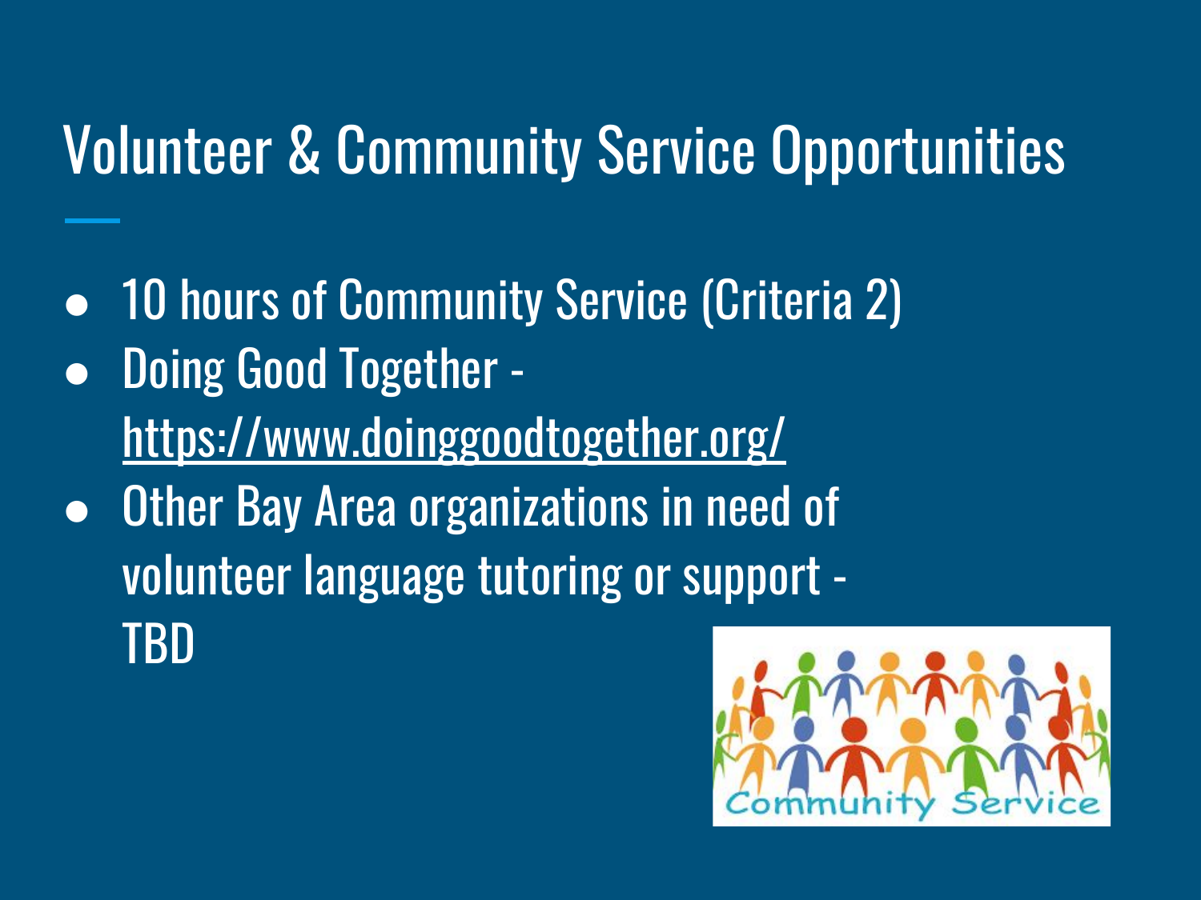# Volunteer & Community Service Opportunities

- 10 hours of Community Service (Criteria 2)
- Doing Good Together - https://www.doinggoodtogether.org/
- Other Bay Area organizations in need of volunteer language tutoring or support - TBD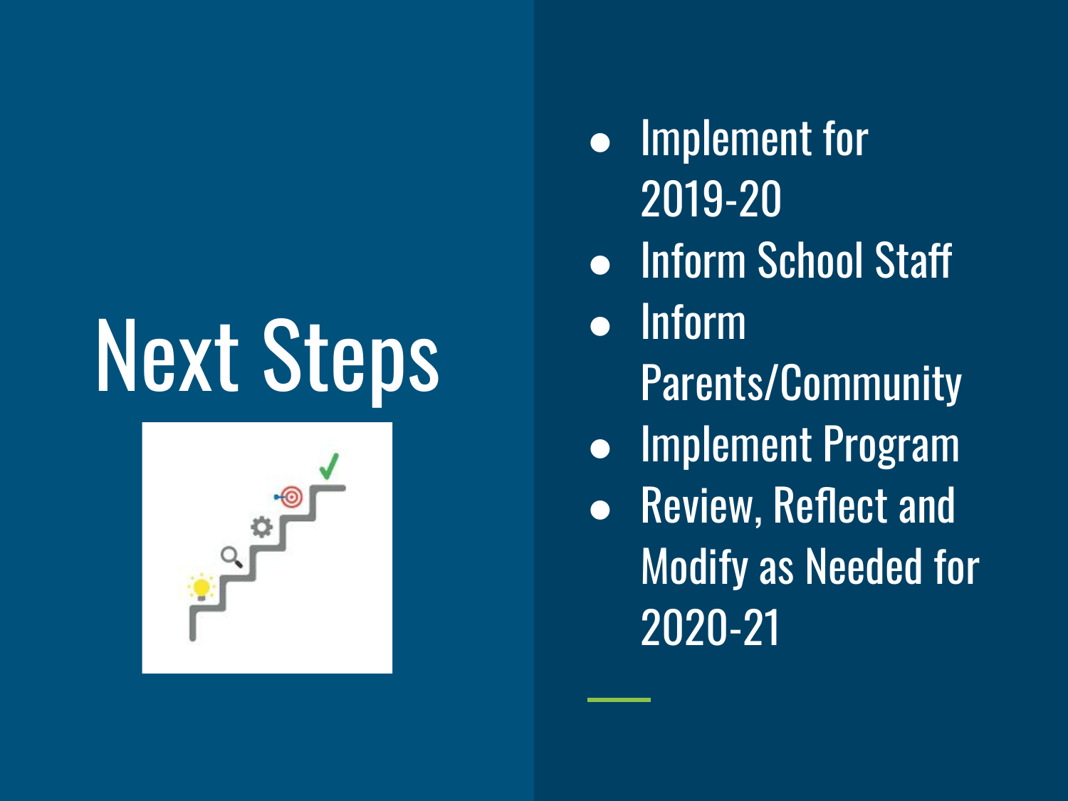# Next Steps

- Implement for 2019-20
- Inform School Staff
- Inform Parents/Community
- Implement Program
- Review, Reflect and Modify as Needed for 2020-21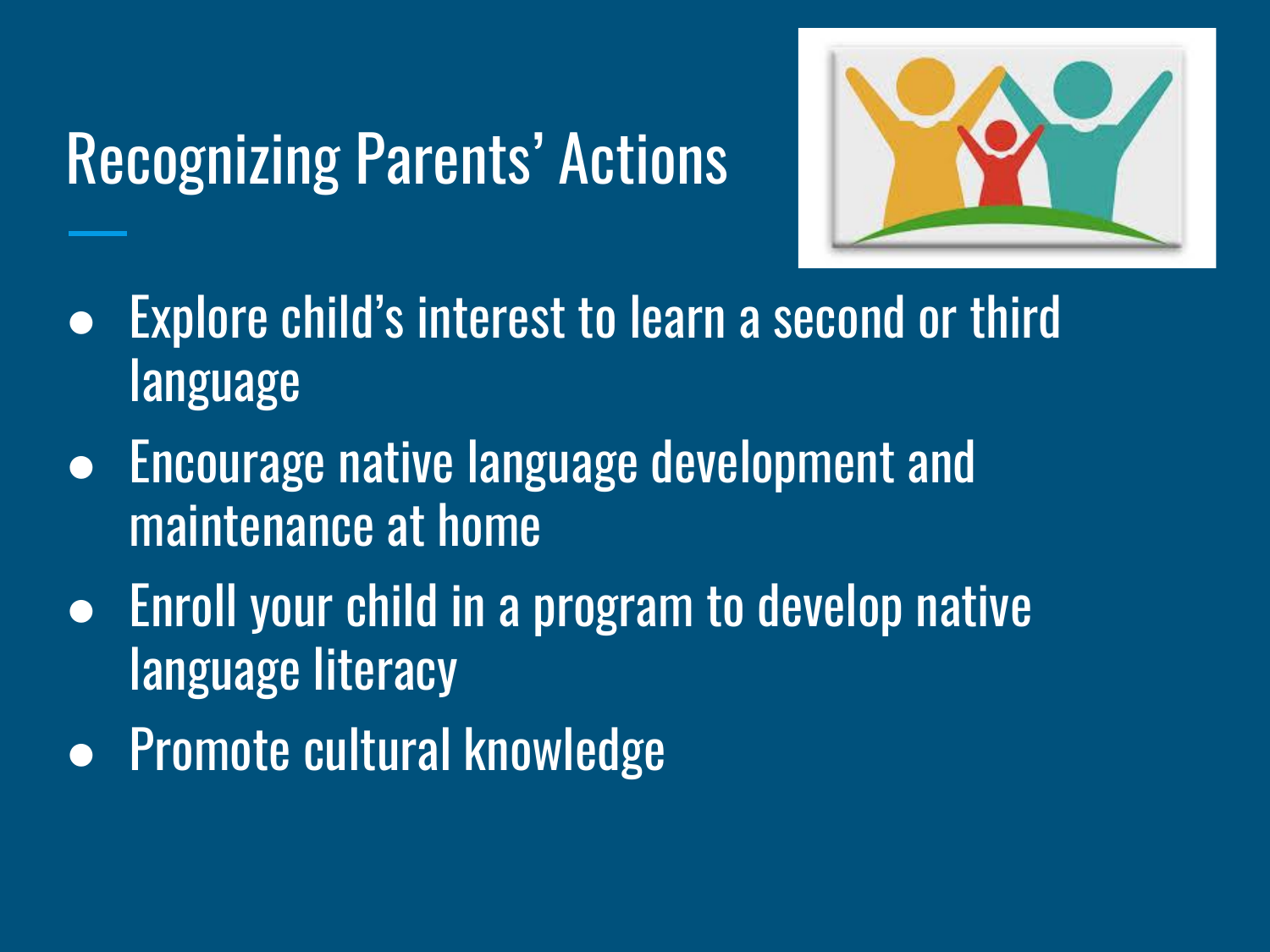# Recognizing Parents' Actions

- Explore child's interest to learn a second or third language
- Encourage native language development and maintenance at home
- Enroll your child in a program to develop native language literacy
- Promote cultural knowledge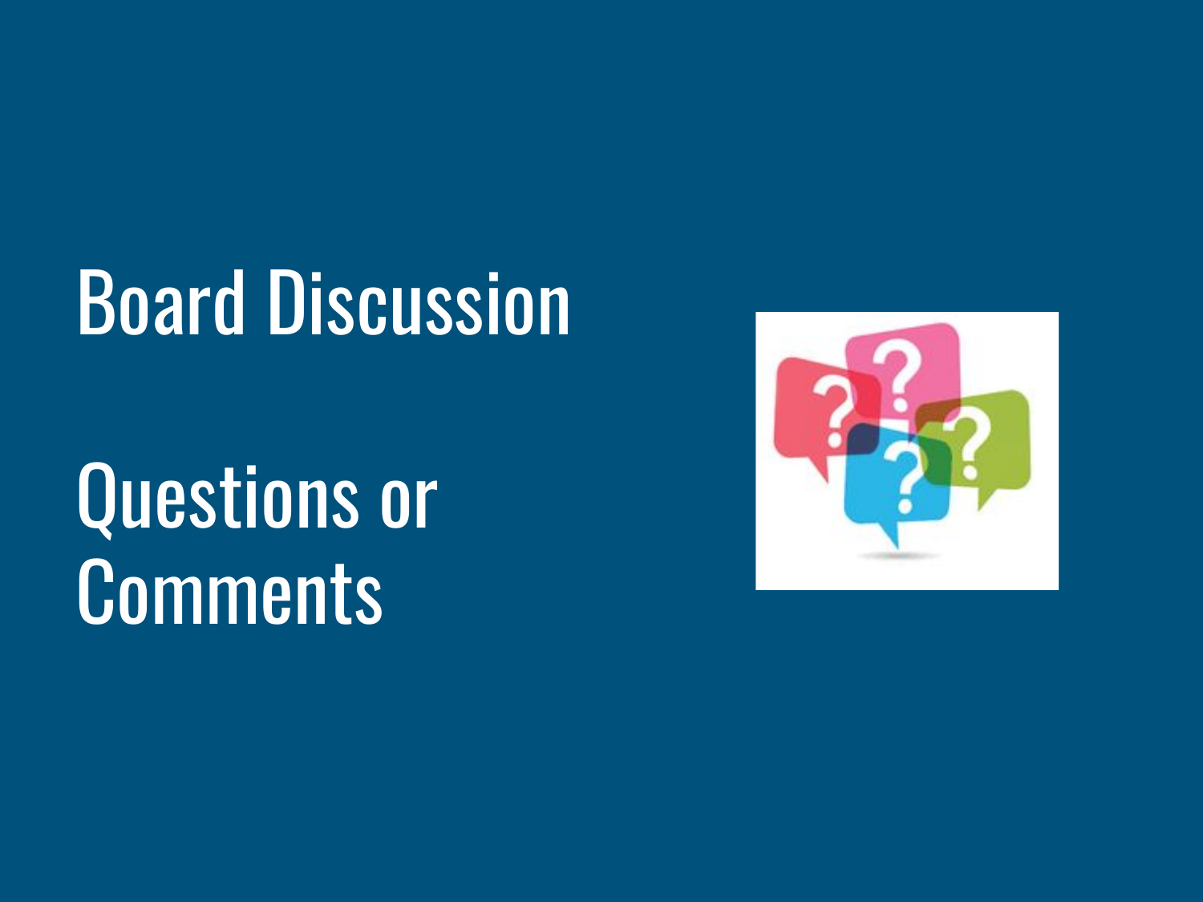# Board Discussion

# Questions or Comments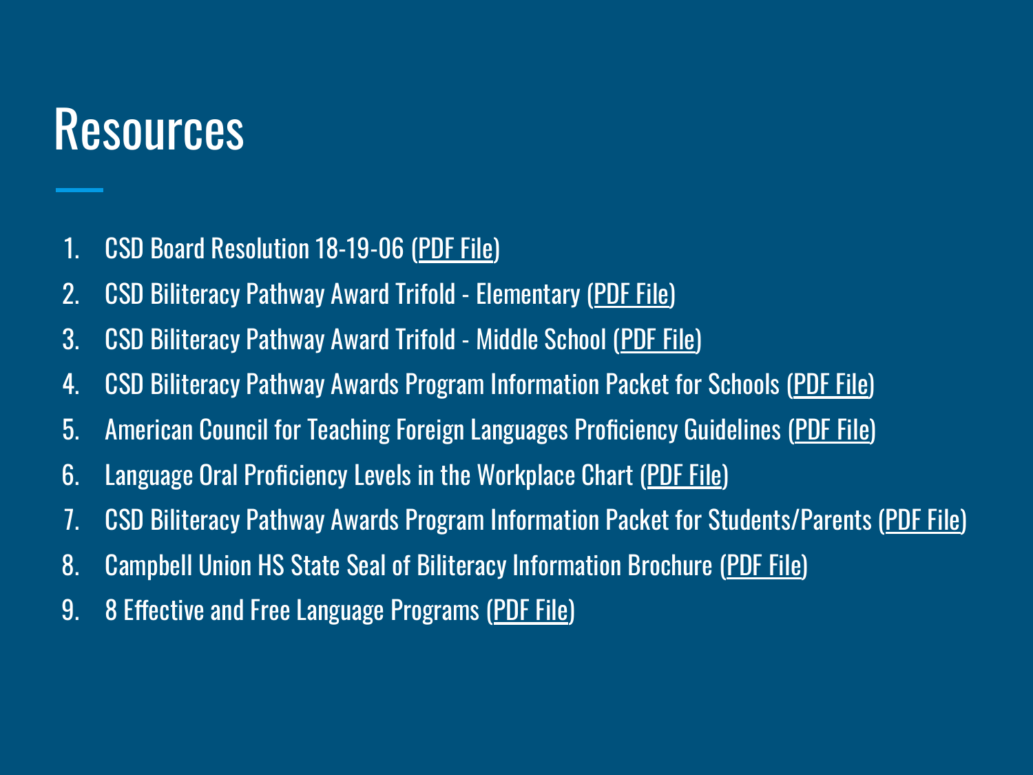# Resources

1. CSD Board Resolution 18-19-06 (PDF File)
2. CSD Biliteracy Pathway Award Trifold - Elementary (PDF File)
3. CSD Biliteracy Pathway Award Trifold - Middle School (PDF File)
4. CSD Biliteracy Pathway Awards Program Information Packet for Schools (PDF File)
5. American Council for Teaching Foreign Languages Proficiency Guidelines (PDF File)
6. Language Oral Proficiency Levels in the Workplace Chart (PDF File)
7. CSD Biliteracy Pathway Awards Program Information Packet for Students/Parents (PDF File)
8. Campbell Union HS State Seal of Biliteracy Information Brochure (PDF File)
9. 8 Effective and Free Language Programs (PDF File)